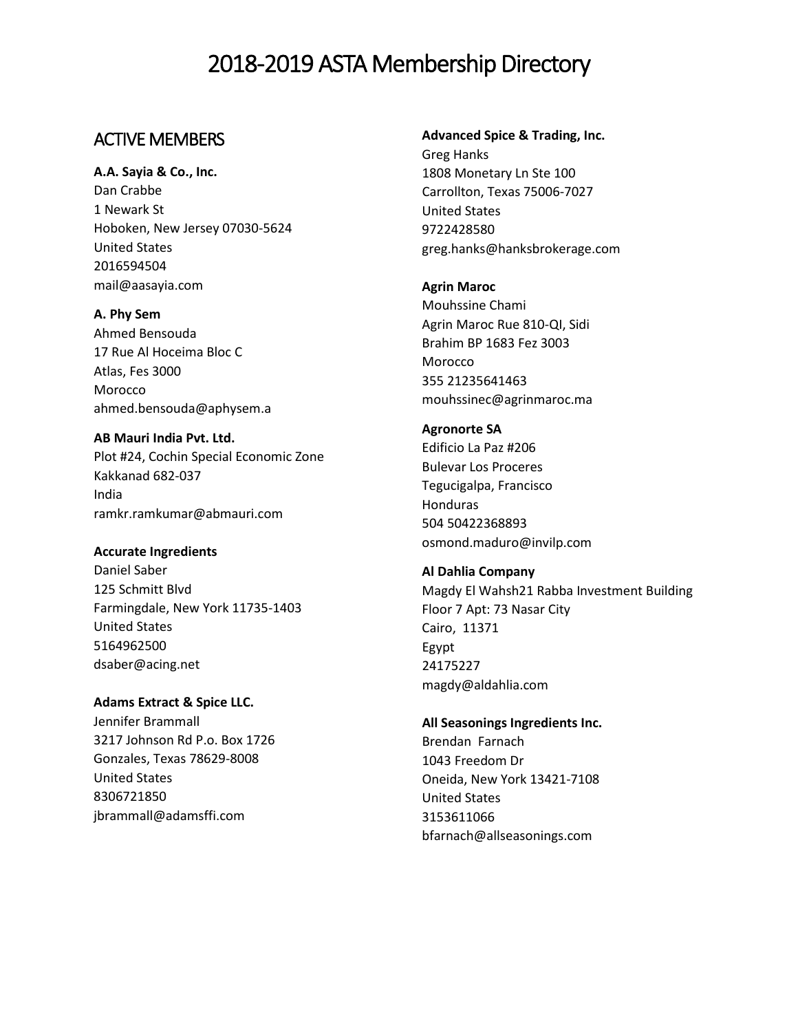# 2018-2019 ASTA Membership Directory

## ACTIVE MEMBERS

**A.A. Sayia & Co., Inc.**
Dan Crabbe
1 Newark St
Hoboken, New Jersey 07030-5624
United States
2016594504
mail@aasayia.com

**A. Phy Sem**
Ahmed Bensouda
17 Rue Al Hoceima Bloc C
Atlas, Fes 3000
Morocco
ahmed.bensouda@aphysem.a

**AB Mauri India Pvt. Ltd.**
Plot #24, Cochin Special Economic Zone
Kakkanad 682-037
India
ramkr.ramkumar@abmauri.com

**Accurate Ingredients**
Daniel Saber
125 Schmitt Blvd
Farmingdale, New York 11735-1403
United States
5164962500
dsaber@acing.net

**Adams Extract & Spice LLC.**
Jennifer Brammall
3217 Johnson Rd P.o. Box 1726
Gonzales, Texas 78629-8008
United States
8306721850
jbrammall@adamsffi.com

**Advanced Spice & Trading, Inc.**
Greg Hanks
1808 Monetary Ln Ste 100
Carrollton, Texas 75006-7027
United States
9722428580
greg.hanks@hanksbrokerage.com

**Agrin Maroc**
Mouhssine Chami
Agrin Maroc Rue 810-QI, Sidi
Brahim BP 1683 Fez 3003
Morocco
355 21235641463
mouhssinec@agrinmaroc.ma

**Agronorte SA**
Edificio La Paz #206
Bulevar Los Proceres
Tegucigalpa, Francisco
Honduras
504 50422368893
osmond.maduro@invilp.com

**Al Dahlia Company**
Magdy El Wahsh21 Rabba Investment Building
Floor 7 Apt: 73 Nasar City
Cairo, 11371
Egypt
24175227
magdy@aldahlia.com

**All Seasonings Ingredients Inc.**
Brendan Farnach
1043 Freedom Dr
Oneida, New York 13421-7108
United States
3153611066
bfarnach@allseasonings.com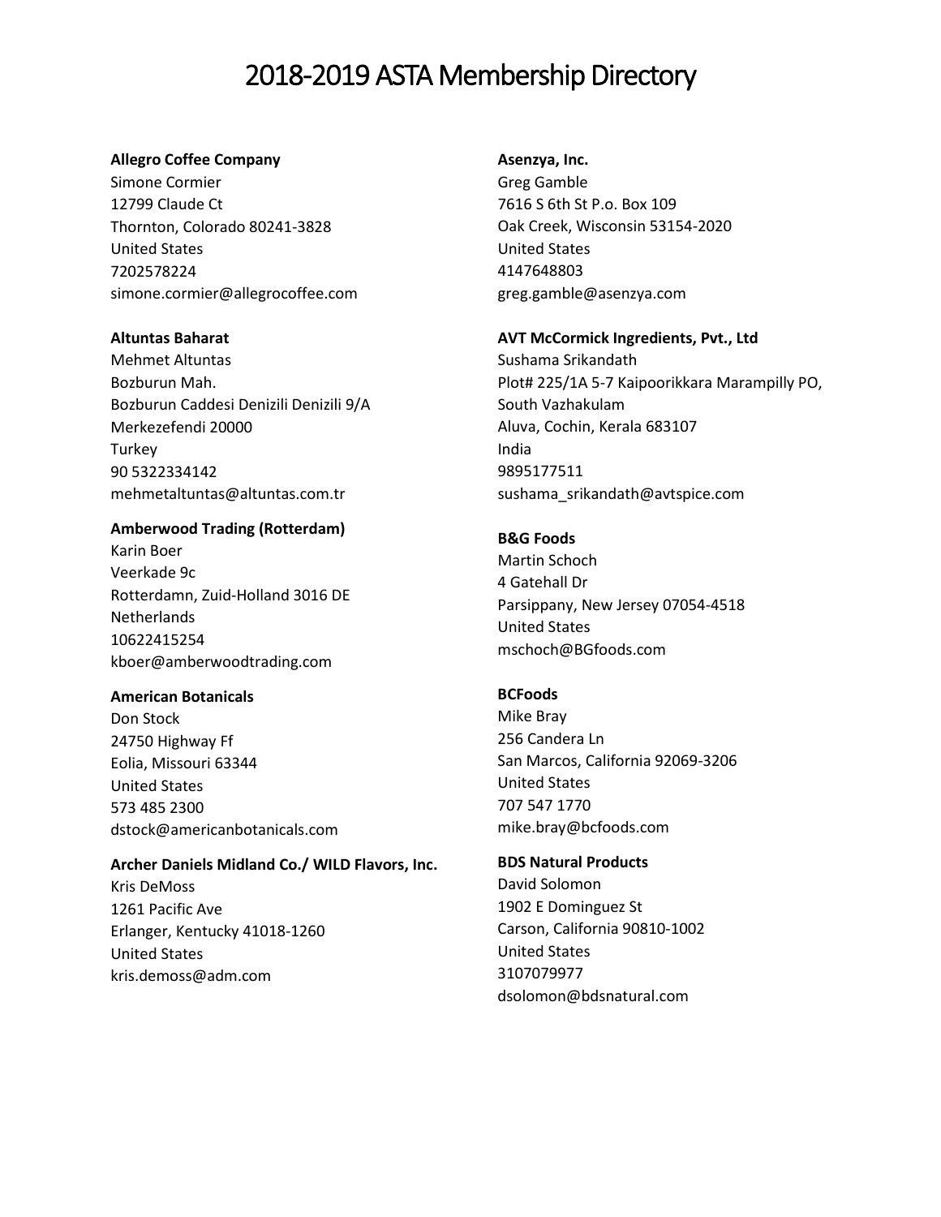# 2018-2019 ASTA Membership Directory

**Allegro Coffee Company**
Simone Cormier
12799 Claude Ct
Thornton, Colorado 80241-3828
United States
7202578224
simone.cormier@allegrocoffee.com

**Altuntas Baharat**
Mehmet Altuntas
Bozburun Mah.
Bozburun Caddesi Denizili Denizili 9/A
Merkezefendi 20000
Turkey
90 5322334142
mehmetaltuntas@altuntas.com.tr

**Amberwood Trading (Rotterdam)**
Karin Boer
Veerkade 9c
Rotterdamn, Zuid-Holland 3016 DE
Netherlands
10622415254
kboer@amberwoodtrading.com

**American Botanicals**
Don Stock
24750 Highway Ff
Eolia, Missouri 63344
United States
573 485 2300
dstock@americanbotanicals.com

**Archer Daniels Midland Co./ WILD Flavors, Inc.**
Kris DeMoss
1261 Pacific Ave
Erlanger, Kentucky 41018-1260
United States
kris.demoss@adm.com

**Asenzya, Inc.**
Greg Gamble
7616 S 6th St P.o. Box 109
Oak Creek, Wisconsin 53154-2020
United States
4147648803
greg.gamble@asenzya.com

**AVT McCormick Ingredients, Pvt., Ltd**
Sushama Srikandath
Plot# 225/1A 5-7 Kaipoorikkara Marampilly PO,
South Vazhakulam
Aluva, Cochin, Kerala 683107
India
9895177511
sushama_srikandath@avtspice.com

**B&G Foods**
Martin Schoch
4 Gatehall Dr
Parsippany, New Jersey 07054-4518
United States
mschoch@BGfoods.com

**BCFoods**
Mike Bray
256 Candera Ln
San Marcos, California 92069-3206
United States
707 547 1770
mike.bray@bcfoods.com

**BDS Natural Products**
David Solomon
1902 E Dominguez St
Carson, California 90810-1002
United States
3107079977
dsolomon@bdsnatural.com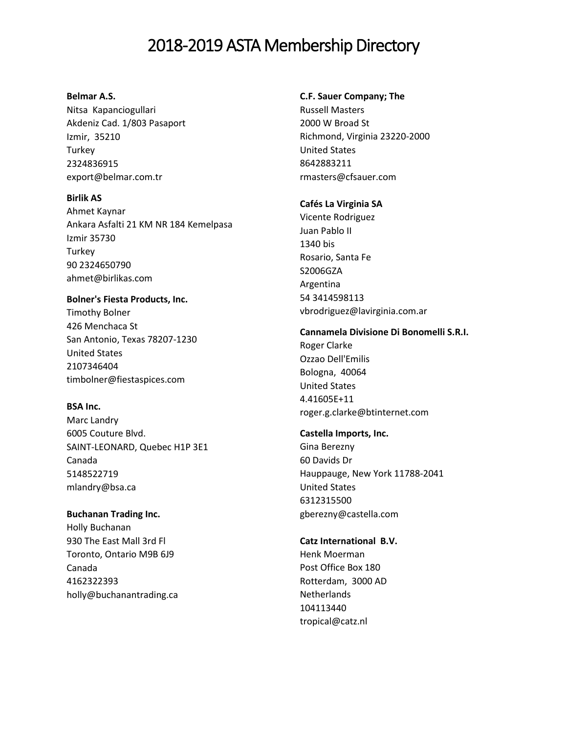# 2018-2019 ASTA Membership Directory

**Belmar A.S.**
Nitsa Kapanciogullari
Akdeniz Cad. 1/803 Pasaport
Izmir, 35210
Turkey
2324836915
export@belmar.com.tr

**Birlik AS**
Ahmet Kaynar
Ankara Asfalti 21 KM NR 184 Kemelpasa
Izmir 35730
Turkey
90 2324650790
ahmet@birlikas.com

**Bolner's Fiesta Products, Inc.**
Timothy Bolner
426 Menchaca St
San Antonio, Texas 78207-1230
United States
2107346404
timbolner@fiestaspices.com

**BSA Inc.**
Marc Landry
6005 Couture Blvd.
SAINT-LEONARD, Quebec H1P 3E1
Canada
5148522719
mlandry@bsa.ca

**Buchanan Trading Inc.**
Holly Buchanan
930 The East Mall 3rd Fl
Toronto, Ontario M9B 6J9
Canada
4162322393
holly@buchanantrading.ca

**C.F. Sauer Company; The**
Russell Masters
2000 W Broad St
Richmond, Virginia 23220-2000
United States
8642883211
rmasters@cfsauer.com

**Cafés La Virginia SA**
Vicente Rodriguez
Juan Pablo II
1340 bis
Rosario, Santa Fe
S2006GZA
Argentina
54 3414598113
vbrodriguez@lavirginia.com.ar

**Cannamela Divisione Di Bonomelli S.R.I.**
Roger Clarke
Ozzao Dell'Emilis
Bologna, 40064
United States
4.41605E+11
roger.g.clarke@btinternet.com

**Castella Imports, Inc.**
Gina Berezny
60 Davids Dr
Hauppauge, New York 11788-2041
United States
6312315500
gberezny@castella.com

**Catz International B.V.**
Henk Moerman
Post Office Box 180
Rotterdam, 3000 AD
Netherlands
104113440
tropical@catz.nl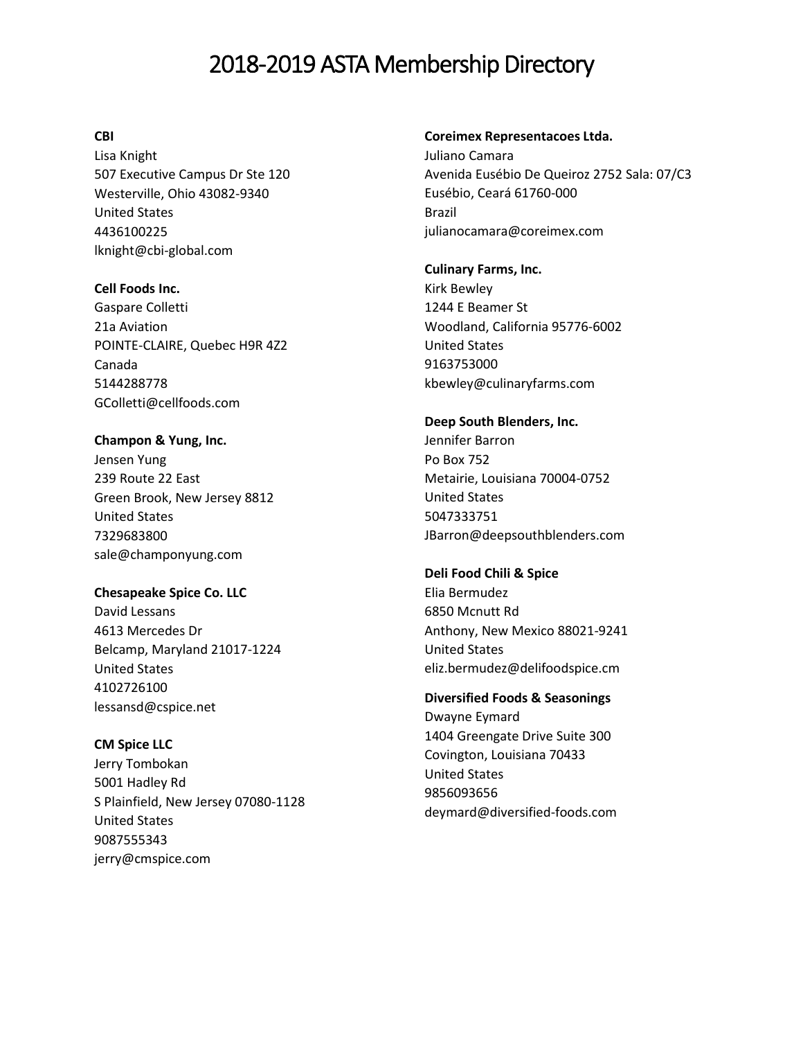# 2018-2019 ASTA Membership Directory

**CBI**
Lisa Knight
507 Executive Campus Dr Ste 120
Westerville, Ohio 43082-9340
United States
4436100225
lknight@cbi-global.com

**Cell Foods Inc.**
Gaspare Colletti
21a Aviation
POINTE-CLAIRE, Quebec H9R 4Z2
Canada
5144288778
GColletti@cellfoods.com

**Champon & Yung, Inc.**
Jensen Yung
239 Route 22 East
Green Brook, New Jersey 8812
United States
7329683800
sale@champonyung.com

**Chesapeake Spice Co. LLC**
David Lessans
4613 Mercedes Dr
Belcamp, Maryland 21017-1224
United States
4102726100
lessansd@cspice.net

**CM Spice LLC**
Jerry Tombokan
5001 Hadley Rd
S Plainfield, New Jersey 07080-1128
United States
9087555343
jerry@cmspice.com

**Coreimex Representacoes Ltda.**
Juliano Camara
Avenida Eusébio De Queiroz 2752 Sala: 07/C3
Eusébio, Ceará 61760-000
Brazil
julianocamara@coreimex.com

**Culinary Farms, Inc.**
Kirk Bewley
1244 E Beamer St
Woodland, California 95776-6002
United States
9163753000
kbewley@culinaryfarms.com

**Deep South Blenders, Inc.**
Jennifer Barron
Po Box 752
Metairie, Louisiana 70004-0752
United States
5047333751
JBarron@deepsouthblenders.com

**Deli Food Chili & Spice**
Elia Bermudez
6850 Mcnutt Rd
Anthony, New Mexico 88021-9241
United States
eliz.bermudez@delifoodspice.cm

**Diversified Foods & Seasonings**
Dwayne Eymard
1404 Greengate Drive Suite 300
Covington, Louisiana 70433
United States
9856093656
deymard@diversified-foods.com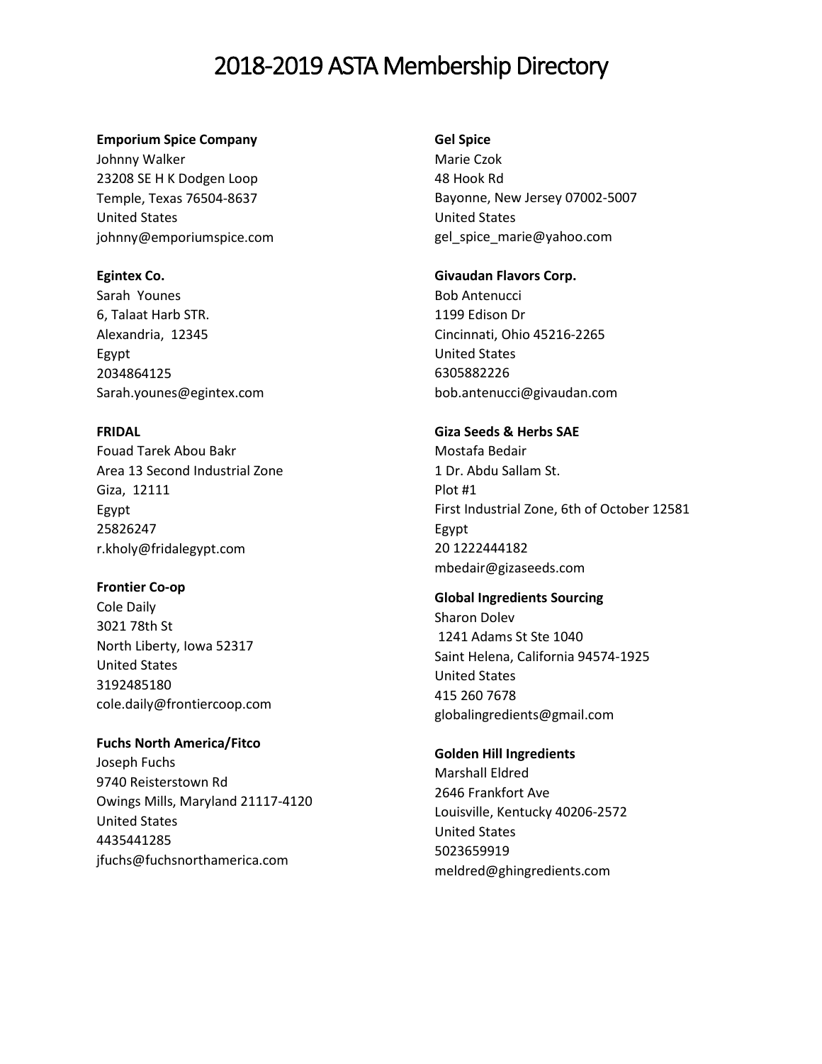# 2018-2019 ASTA Membership Directory

**Emporium Spice Company**
Johnny Walker
23208 SE H K Dodgen Loop
Temple, Texas 76504-8637
United States
johnny@emporiumspice.com

**Egintex Co.**
Sarah Younes
6, Talaat Harb STR.
Alexandria, 12345
Egypt
2034864125
Sarah.younes@egintex.com

**FRIDAL**
Fouad Tarek Abou Bakr
Area 13 Second Industrial Zone
Giza, 12111
Egypt
25826247
r.kholy@fridalegypt.com

**Frontier Co-op**
Cole Daily
3021 78th St
North Liberty, Iowa 52317
United States
3192485180
cole.daily@frontiercoop.com

**Fuchs North America/Fitco**
Joseph Fuchs
9740 Reisterstown Rd
Owings Mills, Maryland 21117-4120
United States
4435441285
jfuchs@fuchsnorthamerica.com

**Gel Spice**
Marie Czok
48 Hook Rd
Bayonne, New Jersey 07002-5007
United States
gel_spice_marie@yahoo.com

**Givaudan Flavors Corp.**
Bob Antenucci
1199 Edison Dr
Cincinnati, Ohio 45216-2265
United States
6305882226
bob.antenucci@givaudan.com

**Giza Seeds & Herbs SAE**
Mostafa Bedair
1 Dr. Abdu Sallam St.
Plot #1
First Industrial Zone, 6th of October 12581
Egypt
20 1222444182
mbedair@gizaseeds.com

**Global Ingredients Sourcing**
Sharon Dolev
1241 Adams St Ste 1040
Saint Helena, California 94574-1925
United States
415 260 7678
globalingredients@gmail.com

**Golden Hill Ingredients**
Marshall Eldred
2646 Frankfort Ave
Louisville, Kentucky 40206-2572
United States
5023659919
meldred@ghingredients.com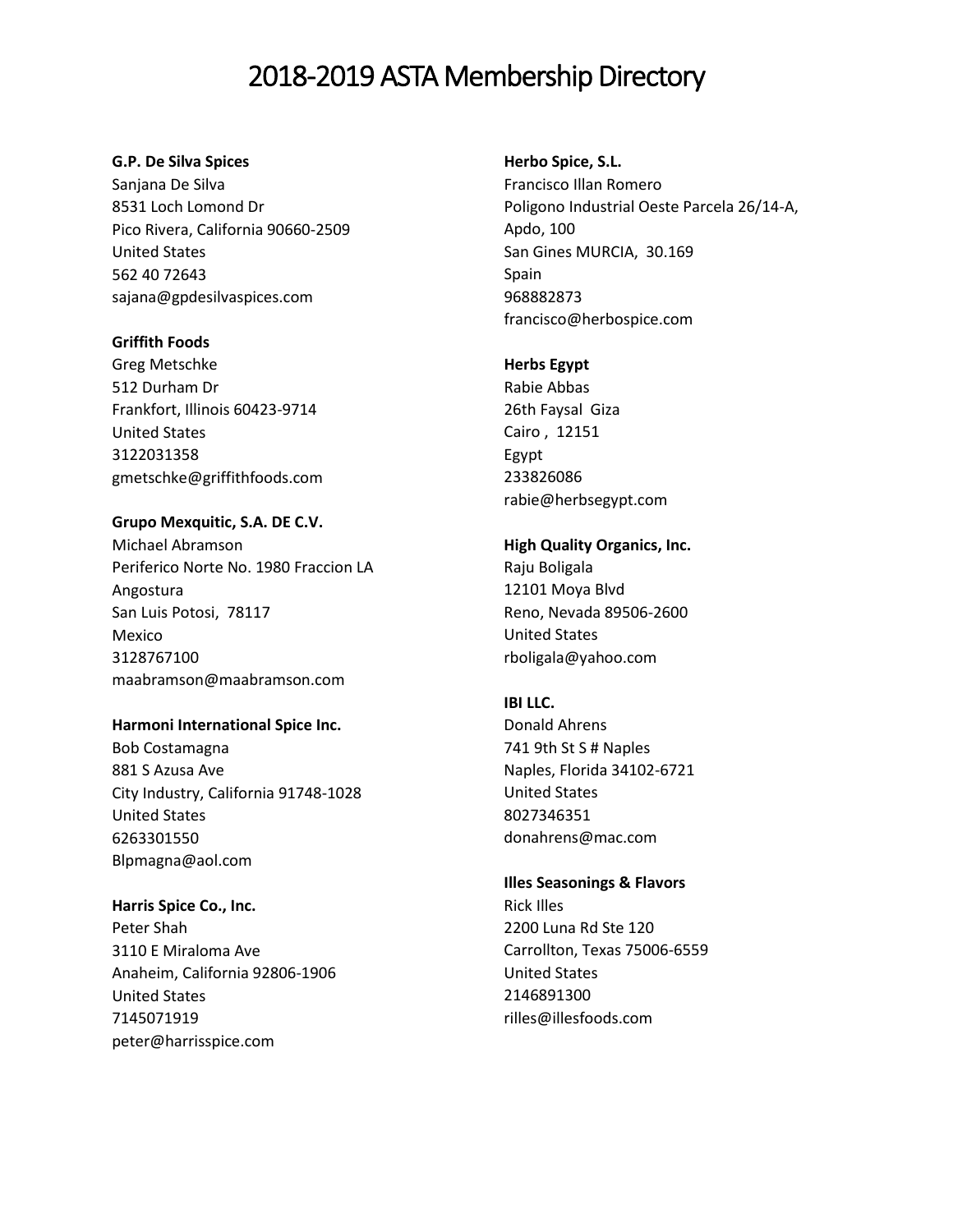# 2018-2019 ASTA Membership Directory

**G.P. De Silva Spices**
Sanjana De Silva
8531 Loch Lomond Dr
Pico Rivera, California 90660-2509
United States
562 40 72643
sajana@gpdesilvaspices.com

**Griffith Foods**
Greg Metschke
512 Durham Dr
Frankfort, Illinois 60423-9714
United States
3122031358
gmetschke@griffithfoods.com

**Grupo Mexquitic, S.A. DE C.V.**
Michael Abramson
Periferico Norte No. 1980 Fraccion LA
Angostura
San Luis Potosi, 78117
Mexico
3128767100
maabramson@maabramson.com

**Harmoni International Spice Inc.**
Bob Costamagna
881 S Azusa Ave
City Industry, California 91748-1028
United States
6263301550
Blpmagna@aol.com

**Harris Spice Co., Inc.**
Peter Shah
3110 E Miraloma Ave
Anaheim, California 92806-1906
United States
7145071919
peter@harrisspice.com

**Herbo Spice, S.L.**
Francisco Illan Romero
Poligono Industrial Oeste Parcela 26/14-A,
Apdo, 100
San Gines MURCIA, 30.169
Spain
968882873
francisco@herbospice.com

**Herbs Egypt**
Rabie Abbas
26th Faysal Giza
Cairo , 12151
Egypt
233826086
rabie@herbsegypt.com

**High Quality Organics, Inc.**
Raju Boligala
12101 Moya Blvd
Reno, Nevada 89506-2600
United States
rboligala@yahoo.com

**IBI LLC.**
Donald Ahrens
741 9th St S # Naples
Naples, Florida 34102-6721
United States
8027346351
donahrens@mac.com

**Illes Seasonings & Flavors**
Rick Illes
2200 Luna Rd Ste 120
Carrollton, Texas 75006-6559
United States
2146891300
rilles@illesfoods.com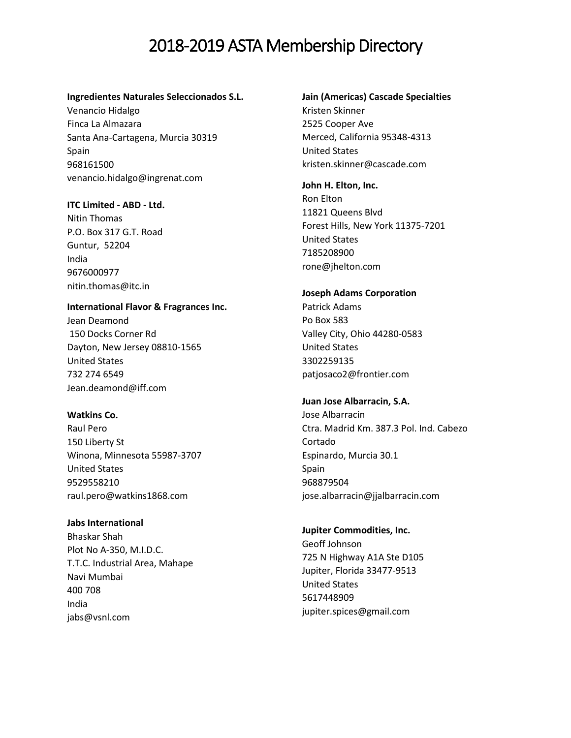# 2018-2019 ASTA Membership Directory

**Ingredientes Naturales Seleccionados S.L.**
Venancio Hidalgo
Finca La Almazara
Santa Ana-Cartagena, Murcia 30319
Spain
968161500
venancio.hidalgo@ingrenat.com

**ITC Limited - ABD - Ltd.**
Nitin Thomas
P.O. Box 317 G.T. Road
Guntur, 52204
India
9676000977
nitin.thomas@itc.in

**International Flavor & Fragrances Inc.**
Jean Deamond
150 Docks Corner Rd
Dayton, New Jersey 08810-1565
United States
732 274 6549
Jean.deamond@iff.com

**Watkins Co.**
Raul Pero
150 Liberty St
Winona, Minnesota 55987-3707
United States
9529558210
raul.pero@watkins1868.com

**Jabs International**
Bhaskar Shah
Plot No A-350, M.I.D.C.
T.T.C. Industrial Area, Mahape
Navi Mumbai
400 708
India
jabs@vsnl.com

**Jain (Americas) Cascade Specialties**
Kristen Skinner
2525 Cooper Ave
Merced, California 95348-4313
United States
kristen.skinner@cascade.com

**John H. Elton, Inc.**
Ron Elton
11821 Queens Blvd
Forest Hills, New York 11375-7201
United States
7185208900
rone@jhelton.com

**Joseph Adams Corporation**
Patrick Adams
Po Box 583
Valley City, Ohio 44280-0583
United States
3302259135
patjosaco2@frontier.com

**Juan Jose Albarracin, S.A.**
Jose Albarracin
Ctra. Madrid Km. 387.3 Pol. Ind. Cabezo Cortado
Espinardo, Murcia 30.1
Spain
968879504
jose.albarracin@jjalbarracin.com

**Jupiter Commodities, Inc.**
Geoff Johnson
725 N Highway A1A Ste D105
Jupiter, Florida 33477-9513
United States
5617448909
jupiter.spices@gmail.com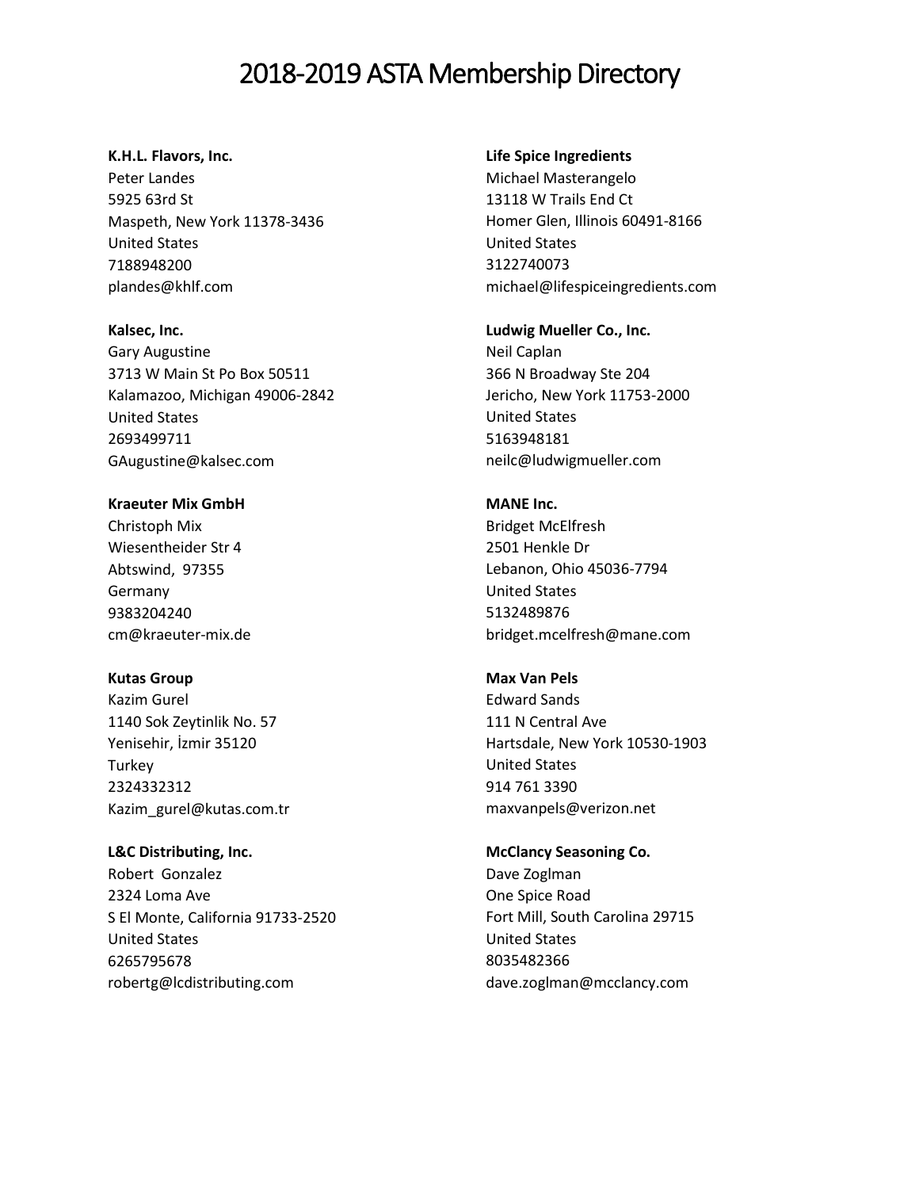# 2018-2019 ASTA Membership Directory

**K.H.L. Flavors, Inc.**
Peter Landes
5925 63rd St
Maspeth, New York 11378-3436
United States
7188948200
plandes@khlf.com

**Kalsec, Inc.**
Gary Augustine
3713 W Main St Po Box 50511
Kalamazoo, Michigan 49006-2842
United States
2693499711
GAugustine@kalsec.com

**Kraeuter Mix GmbH**
Christoph Mix
Wiesentheider Str 4
Abtswind,  97355
Germany
9383204240
cm@kraeuter-mix.de

**Kutas Group**
Kazim Gurel
1140 Sok Zeytinlik No. 57
Yenisehir, İzmir 35120
Turkey
2324332312
Kazim_gurel@kutas.com.tr

**L&C Distributing, Inc.**
Robert  Gonzalez
2324 Loma Ave
S El Monte, California 91733-2520
United States
6265795678
robertg@lcdistributing.com

**Life Spice Ingredients**
Michael Masterangelo
13118 W Trails End Ct
Homer Glen, Illinois 60491-8166
United States
3122740073
michael@lifespiceingredients.com

**Ludwig Mueller Co., Inc.**
Neil Caplan
366 N Broadway Ste 204
Jericho, New York 11753-2000
United States
5163948181
neilc@ludwigmueller.com

**MANE Inc.**
Bridget McElfresh
2501 Henkle Dr
Lebanon, Ohio 45036-7794
United States
5132489876
bridget.mcelfresh@mane.com

**Max Van Pels**
Edward Sands
111 N Central Ave
Hartsdale, New York 10530-1903
United States
914 761 3390
maxvanpels@verizon.net

**McClancy Seasoning Co.**
Dave Zoglman
One Spice Road
Fort Mill, South Carolina 29715
United States
8035482366
dave.zoglman@mcclancy.com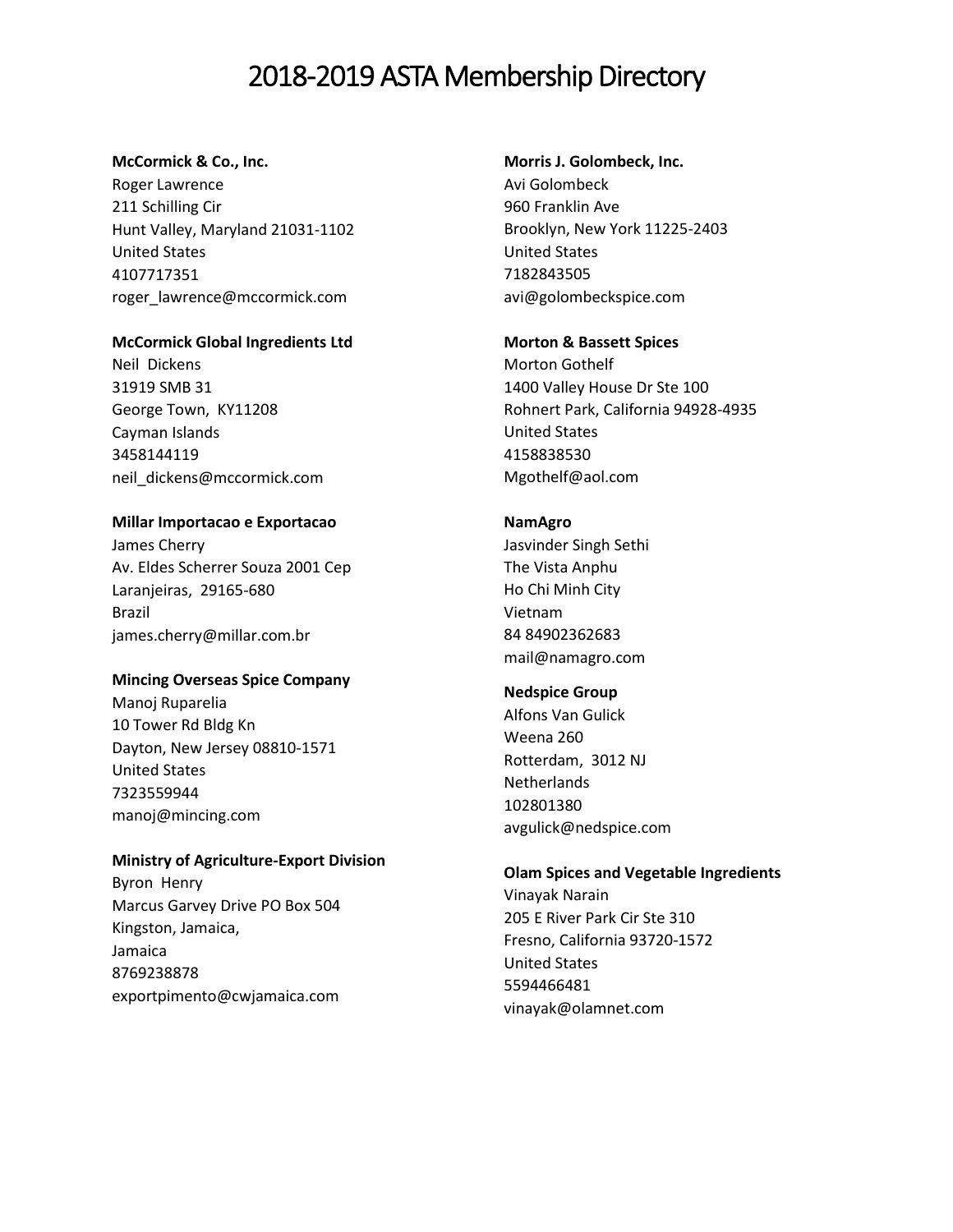# 2018-2019 ASTA Membership Directory

**McCormick & Co., Inc.**
Roger Lawrence
211 Schilling Cir
Hunt Valley, Maryland 21031-1102
United States
4107717351
roger_lawrence@mccormick.com

**McCormick Global Ingredients Ltd**
Neil Dickens
31919 SMB 31
George Town, KY11208
Cayman Islands
3458144119
neil_dickens@mccormick.com

**Millar Importacao e Exportacao**
James Cherry
Av. Eldes Scherrer Souza 2001 Cep
Laranjeiras, 29165-680
Brazil
james.cherry@millar.com.br

**Mincing Overseas Spice Company**
Manoj Ruparelia
10 Tower Rd Bldg Kn
Dayton, New Jersey 08810-1571
United States
7323559944
manoj@mincing.com

**Ministry of Agriculture-Export Division**
Byron Henry
Marcus Garvey Drive PO Box 504
Kingston, Jamaica,
Jamaica
8769238878
exportpimento@cwjamaica.com

**Morris J. Golombeck, Inc.**
Avi Golombeck
960 Franklin Ave
Brooklyn, New York 11225-2403
United States
7182843505
avi@golombeckspice.com

**Morton & Bassett Spices**
Morton Gothelf
1400 Valley House Dr Ste 100
Rohnert Park, California 94928-4935
United States
4158838530
Mgothelf@aol.com

**NamAgro**
Jasvinder Singh Sethi
The Vista Anphu
Ho Chi Minh City
Vietnam
84 84902362683
mail@namagro.com

**Nedspice Group**
Alfons Van Gulick
Weena 260
Rotterdam, 3012 NJ
Netherlands
102801380
avgulick@nedspice.com

**Olam Spices and Vegetable Ingredients**
Vinayak Narain
205 E River Park Cir Ste 310
Fresno, California 93720-1572
United States
5594466481
vinayak@olamnet.com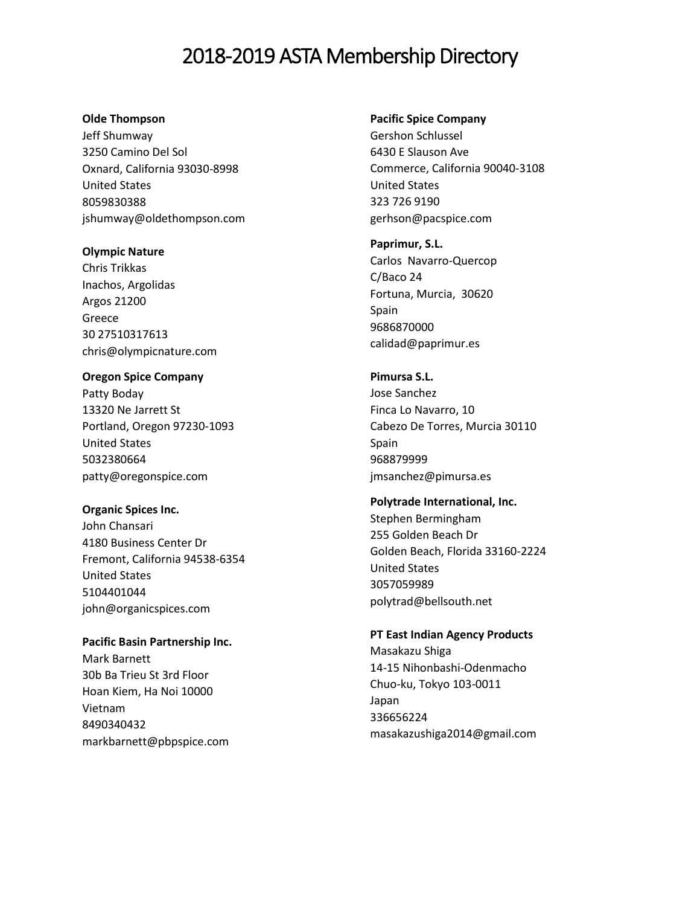# 2018-2019 ASTA Membership Directory

**Olde Thompson**
Jeff Shumway
3250 Camino Del Sol
Oxnard, California 93030-8998
United States
8059830388
jshumway@oldethompson.com

**Olympic Nature**
Chris Trikkas
Inachos, Argolidas
Argos 21200
Greece
30 27510317613
chris@olympicnature.com

**Oregon Spice Company**
Patty Boday
13320 Ne Jarrett St
Portland, Oregon 97230-1093
United States
5032380664
patty@oregonspice.com

**Organic Spices Inc.**
John Chansari
4180 Business Center Dr
Fremont, California 94538-6354
United States
5104401044
john@organicspices.com

**Pacific Basin Partnership Inc.**
Mark Barnett
30b Ba Trieu St 3rd Floor
Hoan Kiem, Ha Noi 10000
Vietnam
8490340432
markbarnett@pbpspice.com

**Pacific Spice Company**
Gershon Schlussel
6430 E Slauson Ave
Commerce, California 90040-3108
United States
323 726 9190
gerhson@pacspice.com

**Paprimur, S.L.**
Carlos Navarro-Quercop
C/Baco 24
Fortuna, Murcia, 30620
Spain
9686870000
calidad@paprimur.es

**Pimursa S.L.**
Jose Sanchez
Finca Lo Navarro, 10
Cabezo De Torres, Murcia 30110
Spain
968879999
jmsanchez@pimursa.es

**Polytrade International, Inc.**
Stephen Bermingham
255 Golden Beach Dr
Golden Beach, Florida 33160-2224
United States
3057059989
polytrad@bellsouth.net

**PT East Indian Agency Products**
Masakazu Shiga
14-15 Nihonbashi-Odenmacho
Chuo-ku, Tokyo 103-0011
Japan
336656224
masakazushiga2014@gmail.com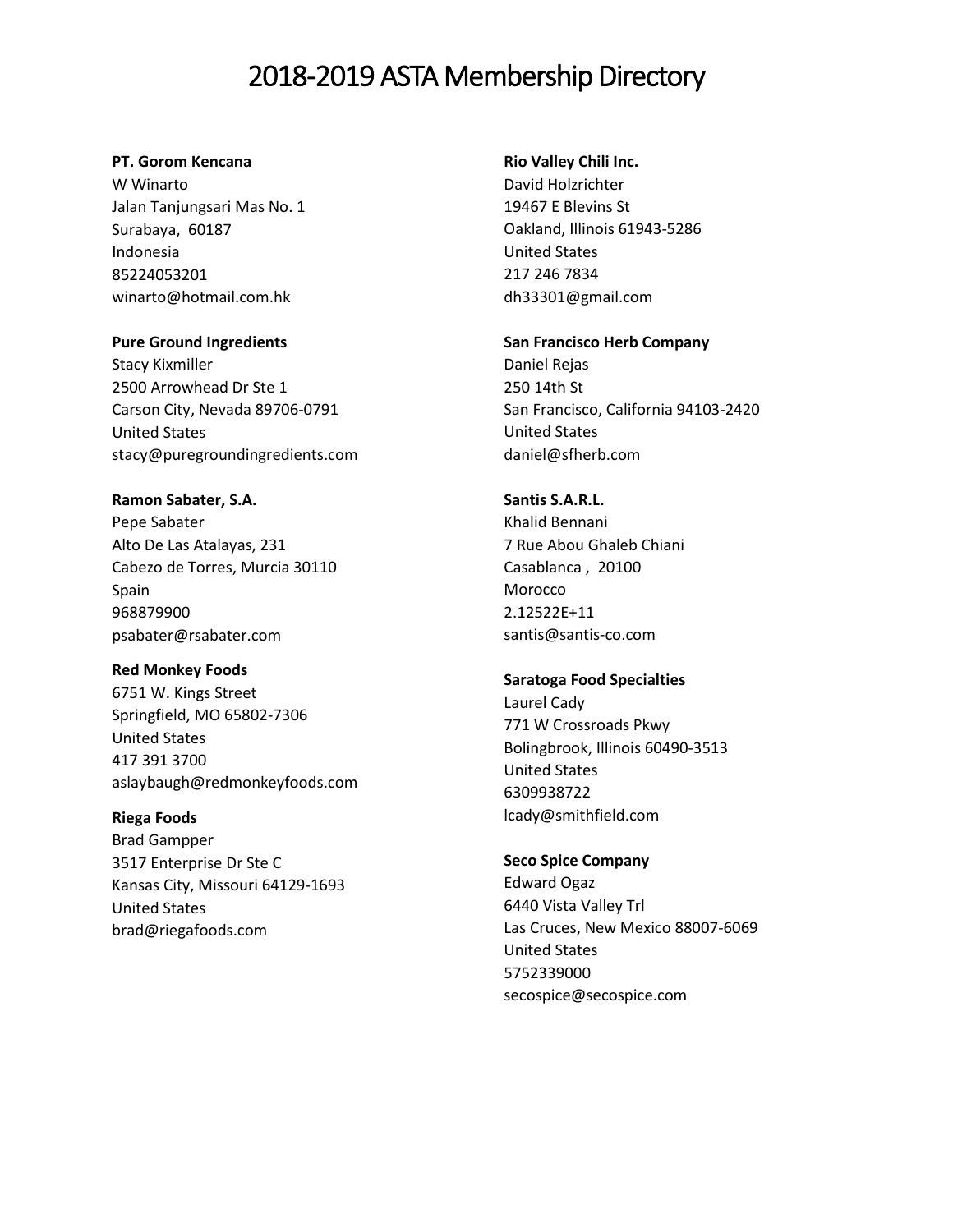# 2018-2019 ASTA Membership Directory

**PT. Gorom Kencana**
W Winarto
Jalan Tanjungsari Mas No. 1
Surabaya, 60187
Indonesia
85224053201
winarto@hotmail.com.hk

**Pure Ground Ingredients**
Stacy Kixmiller
2500 Arrowhead Dr Ste 1
Carson City, Nevada 89706-0791
United States
stacy@puregroundingredients.com

**Ramon Sabater, S.A.**
Pepe Sabater
Alto De Las Atalayas, 231
Cabezo de Torres, Murcia 30110
Spain
968879900
psabater@rsabater.com

**Red Monkey Foods**
6751 W. Kings Street
Springfield, MO 65802-7306
United States
417 391 3700
aslaybaugh@redmonkeyfoods.com

**Riega Foods**
Brad Gampper
3517 Enterprise Dr Ste C
Kansas City, Missouri 64129-1693
United States
brad@riegafoods.com

**Rio Valley Chili Inc.**
David Holzrichter
19467 E Blevins St
Oakland, Illinois 61943-5286
United States
217 246 7834
dh33301@gmail.com

**San Francisco Herb Company**
Daniel Rejas
250 14th St
San Francisco, California 94103-2420
United States
daniel@sfherb.com

**Santis S.A.R.L.**
Khalid Bennani
7 Rue Abou Ghaleb Chiani
Casablanca , 20100
Morocco
2.12522E+11
santis@santis-co.com

**Saratoga Food Specialties**
Laurel Cady
771 W Crossroads Pkwy
Bolingbrook, Illinois 60490-3513
United States
6309938722
lcady@smithfield.com

**Seco Spice Company**
Edward Ogaz
6440 Vista Valley Trl
Las Cruces, New Mexico 88007-6069
United States
5752339000
secospice@secospice.com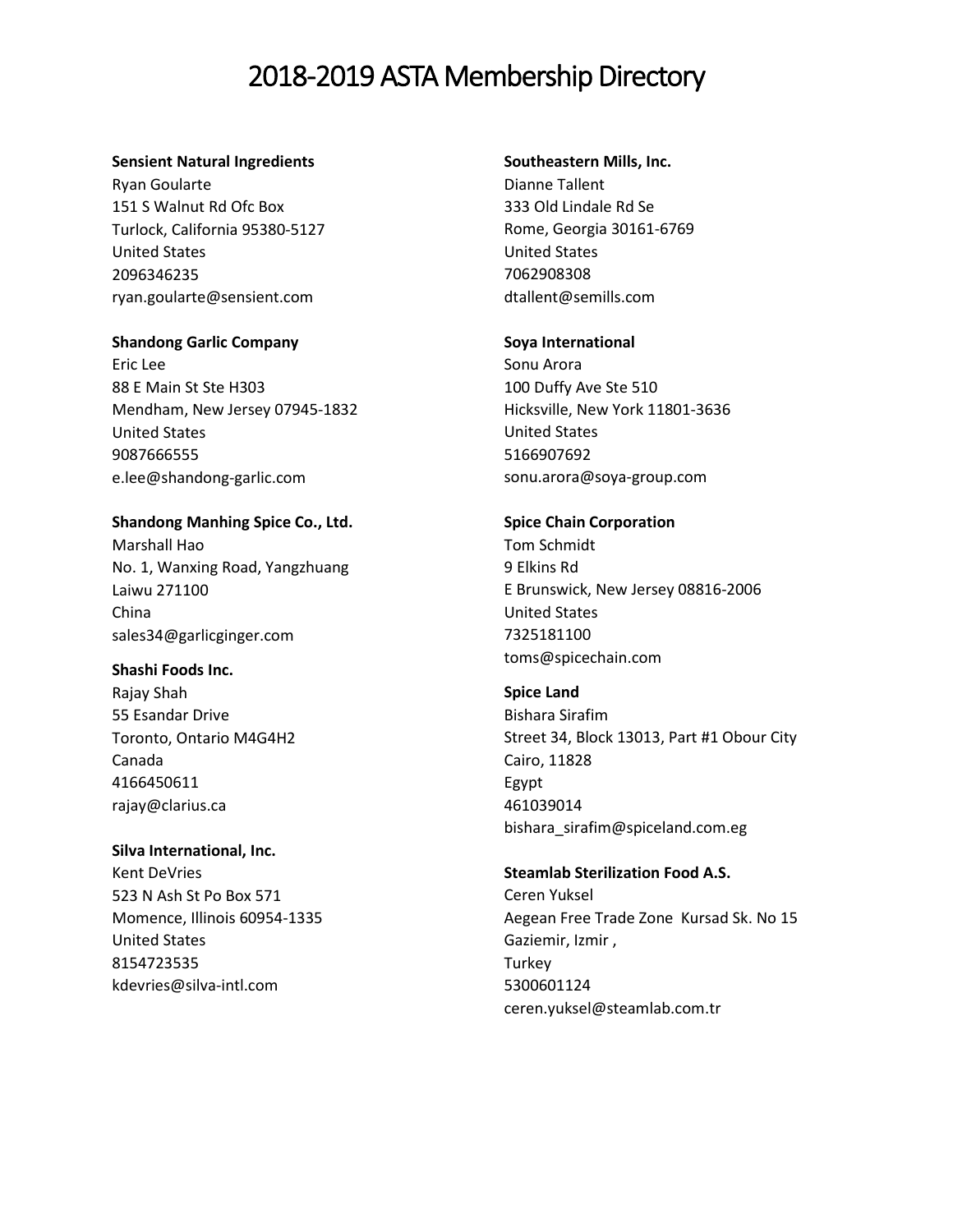# 2018-2019 ASTA Membership Directory

**Sensient Natural Ingredients**
Ryan Goularte
151 S Walnut Rd Ofc Box
Turlock, California 95380-5127
United States
2096346235
ryan.goularte@sensient.com

**Shandong Garlic Company**
Eric Lee
88 E Main St Ste H303
Mendham, New Jersey 07945-1832
United States
9087666555
e.lee@shandong-garlic.com

**Shandong Manhing Spice Co., Ltd.**
Marshall Hao
No. 1, Wanxing Road, Yangzhuang
Laiwu 271100
China
sales34@garlicginger.com

**Shashi Foods Inc.**
Rajay Shah
55 Esandar Drive
Toronto, Ontario M4G4H2
Canada
4166450611
rajay@clarius.ca

**Silva International, Inc.**
Kent DeVries
523 N Ash St Po Box 571
Momence, Illinois 60954-1335
United States
8154723535
kdevries@silva-intl.com

**Southeastern Mills, Inc.**
Dianne Tallent
333 Old Lindale Rd Se
Rome, Georgia 30161-6769
United States
7062908308
dtallent@semills.com

**Soya International**
Sonu Arora
100 Duffy Ave Ste 510
Hicksville, New York 11801-3636
United States
5166907692
sonu.arora@soya-group.com

**Spice Chain Corporation**
Tom Schmidt
9 Elkins Rd
E Brunswick, New Jersey 08816-2006
United States
7325181100
toms@spicechain.com

**Spice Land**
Bishara Sirafim
Street 34, Block 13013, Part #1 Obour City
Cairo, 11828
Egypt
461039014
bishara_sirafim@spiceland.com.eg

**Steamlab Sterilization Food A.S.**
Ceren Yuksel
Aegean Free Trade Zone Kursad Sk. No 15
Gaziemir, Izmir ,
Turkey
5300601124
ceren.yuksel@steamlab.com.tr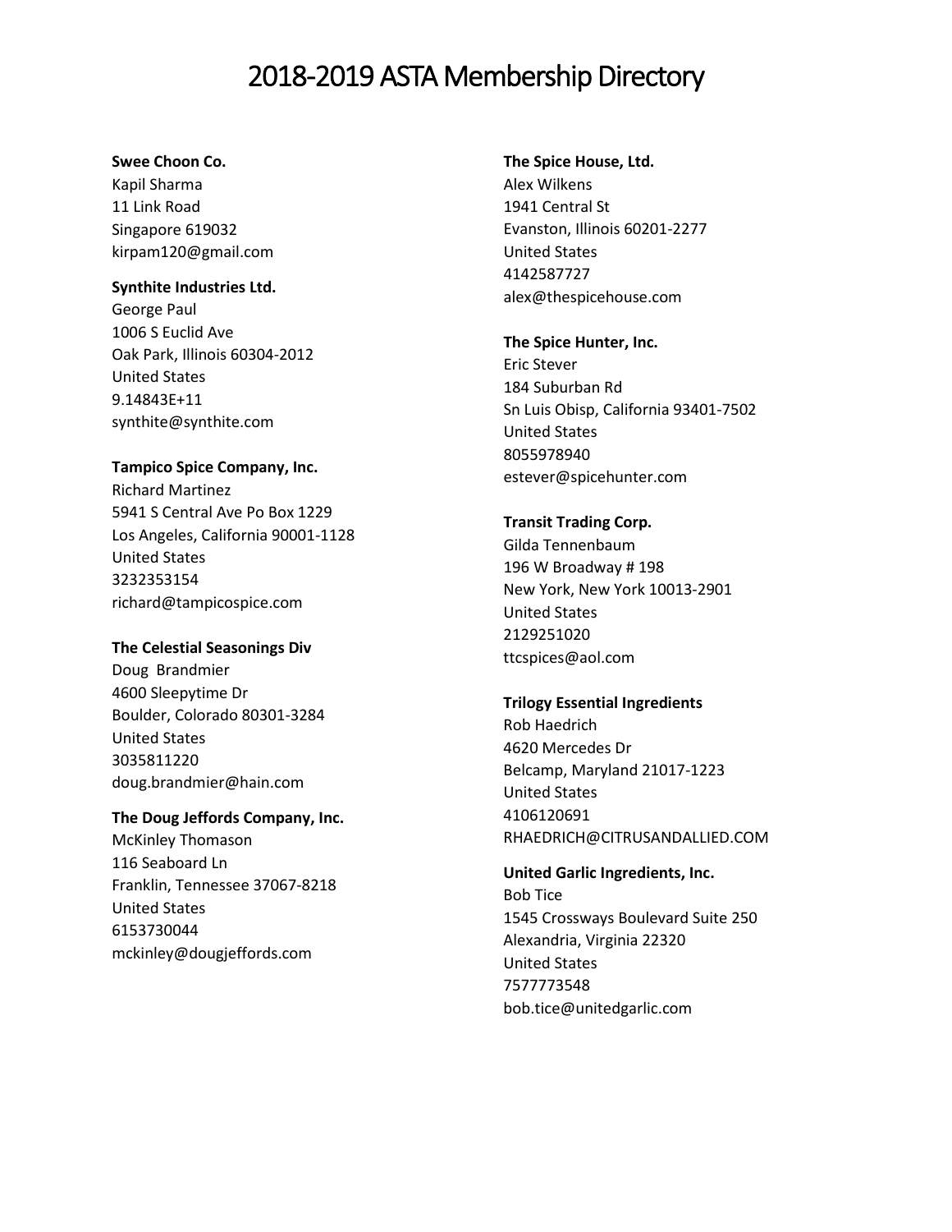# 2018-2019 ASTA Membership Directory

**Swee Choon Co.**
Kapil Sharma
11 Link Road
Singapore 619032
kirpam120@gmail.com

**Synthite Industries Ltd.**
George Paul
1006 S Euclid Ave
Oak Park, Illinois 60304-2012
United States
9.14843E+11
synthite@synthite.com

**Tampico Spice Company, Inc.**
Richard Martinez
5941 S Central Ave Po Box 1229
Los Angeles, California 90001-1128
United States
3232353154
richard@tampicospice.com

**The Celestial Seasonings Div**
Doug Brandmier
4600 Sleepytime Dr
Boulder, Colorado 80301-3284
United States
3035811220
doug.brandmier@hain.com

**The Doug Jeffords Company, Inc.**
McKinley Thomason
116 Seaboard Ln
Franklin, Tennessee 37067-8218
United States
6153730044
mckinley@dougjeffords.com

**The Spice House, Ltd.**
Alex Wilkens
1941 Central St
Evanston, Illinois 60201-2277
United States
4142587727
alex@thespicehouse.com

**The Spice Hunter, Inc.**
Eric Stever
184 Suburban Rd
Sn Luis Obisp, California 93401-7502
United States
8055978940
estever@spicehunter.com

**Transit Trading Corp.**
Gilda Tennenbaum
196 W Broadway # 198
New York, New York 10013-2901
United States
2129251020
ttcspices@aol.com

**Trilogy Essential Ingredients**
Rob Haedrich
4620 Mercedes Dr
Belcamp, Maryland 21017-1223
United States
4106120691
RHAEDRICH@CITRUSANDALLIED.COM

**United Garlic Ingredients, Inc.**
Bob Tice
1545 Crossways Boulevard Suite 250
Alexandria, Virginia 22320
United States
7577773548
bob.tice@unitedgarlic.com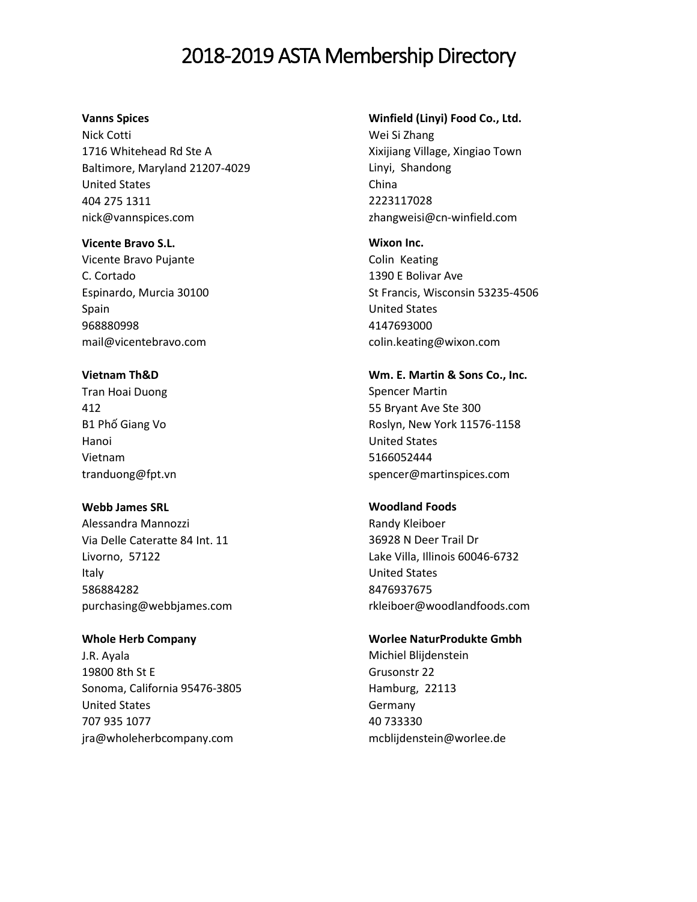# 2018-2019 ASTA Membership Directory

**Vanns Spices**
Nick Cotti
1716 Whitehead Rd Ste A
Baltimore, Maryland 21207-4029
United States
404 275 1311
nick@vannspices.com

**Vicente Bravo S.L.**
Vicente Bravo Pujante
C. Cortado
Espinardo, Murcia 30100
Spain
968880998
mail@vicentebravo.com

**Vietnam Th&D**
Tran Hoai Duong
412
B1 Phố Giang Vo
Hanoi
Vietnam
tranduong@fpt.vn

**Webb James SRL**
Alessandra Mannozzi
Via Delle Cateratte 84 Int. 11
Livorno, 57122
Italy
586884282
purchasing@webbjames.com

**Whole Herb Company**
J.R. Ayala
19800 8th St E
Sonoma, California 95476-3805
United States
707 935 1077
jra@wholeherbcompany.com

**Winfield (Linyi) Food Co., Ltd.**
Wei Si Zhang
Xixijiang Village, Xingiao Town
Linyi, Shandong
China
2223117028
zhangweisi@cn-winfield.com

**Wixon Inc.**
Colin Keating
1390 E Bolivar Ave
St Francis, Wisconsin 53235-4506
United States
4147693000
colin.keating@wixon.com

**Wm. E. Martin & Sons Co., Inc.**
Spencer Martin
55 Bryant Ave Ste 300
Roslyn, New York 11576-1158
United States
5166052444
spencer@martinspices.com

**Woodland Foods**
Randy Kleiboer
36928 N Deer Trail Dr
Lake Villa, Illinois 60046-6732
United States
8476937675
rkleiboer@woodlandfoods.com

**Worlee NaturProdukte Gmbh**
Michiel Blijdenstein
Grusonstr 22
Hamburg, 22113
Germany
40 733330
mcblijdenstein@worlee.de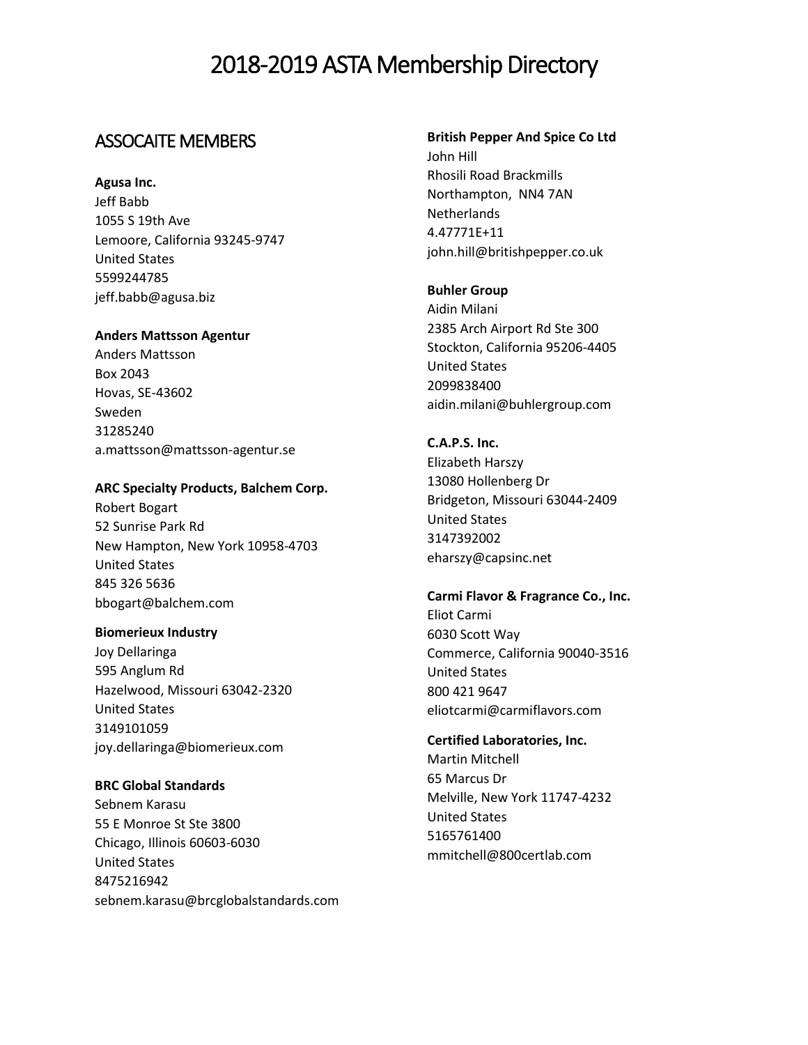# 2018-2019 ASTA Membership Directory

## ASSOCAITE MEMBERS

**Agusa Inc.**
Jeff Babb
1055 S 19th Ave
Lemoore, California 93245-9747
United States
5599244785
jeff.babb@agusa.biz

**Anders Mattsson Agentur**
Anders Mattsson
Box 2043
Hovas, SE-43602
Sweden
31285240
a.mattsson@mattsson-agentur.se

**ARC Specialty Products, Balchem Corp.**
Robert Bogart
52 Sunrise Park Rd
New Hampton, New York 10958-4703
United States
845 326 5636
bbogart@balchem.com

**Biomerieux Industry**
Joy Dellaringa
595 Anglum Rd
Hazelwood, Missouri 63042-2320
United States
3149101059
joy.dellaringa@biomerieux.com

**BRC Global Standards**
Sebnem Karasu
55 E Monroe St Ste 3800
Chicago, Illinois 60603-6030
United States
8475216942
sebnem.karasu@brcglobalstandards.com

**British Pepper And Spice Co Ltd**
John Hill
Rhosili Road Brackmills
Northampton, NN4 7AN
Netherlands
4.47771E+11
john.hill@britishpepper.co.uk

**Buhler Group**
Aidin Milani
2385 Arch Airport Rd Ste 300
Stockton, California 95206-4405
United States
2099838400
aidin.milani@buhlergroup.com

**C.A.P.S. Inc.**
Elizabeth Harszy
13080 Hollenberg Dr
Bridgeton, Missouri 63044-2409
United States
3147392002
eharszy@capsinc.net

**Carmi Flavor & Fragrance Co., Inc.**
Eliot Carmi
6030 Scott Way
Commerce, California 90040-3516
United States
800 421 9647
eliotcarmi@carmiflavors.com

**Certified Laboratories, Inc.**
Martin Mitchell
65 Marcus Dr
Melville, New York 11747-4232
United States
5165761400
mmitchell@800certlab.com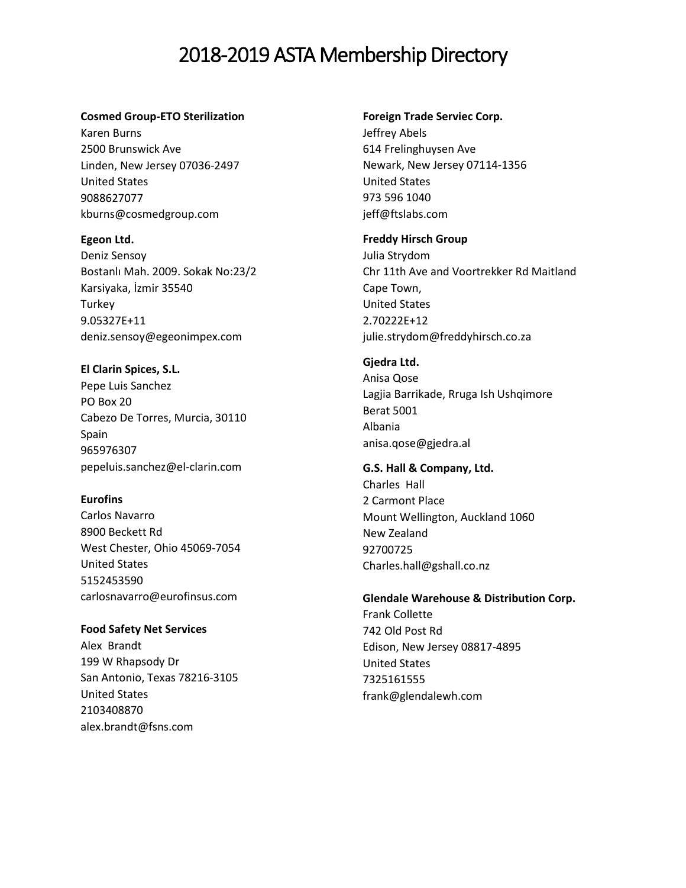# 2018-2019 ASTA Membership Directory

**Cosmed Group-ETO Sterilization**
Karen Burns
2500 Brunswick Ave
Linden, New Jersey 07036-2497
United States
9088627077
kburns@cosmedgroup.com

**Egeon Ltd.**
Deniz Sensoy
Bostanlı Mah. 2009. Sokak No:23/2
Karsiyaka, İzmir 35540
Turkey
9.05327E+11
deniz.sensoy@egeonimpex.com

**El Clarin Spices, S.L.**
Pepe Luis Sanchez
PO Box 20
Cabezo De Torres, Murcia, 30110
Spain
965976307
pepeluis.sanchez@el-clarin.com

**Eurofins**
Carlos Navarro
8900 Beckett Rd
West Chester, Ohio 45069-7054
United States
5152453590
carlosnavarro@eurofinsus.com

**Food Safety Net Services**
Alex Brandt
199 W Rhapsody Dr
San Antonio, Texas 78216-3105
United States
2103408870
alex.brandt@fsns.com

**Foreign Trade Serviec Corp.**
Jeffrey Abels
614 Frelinghuysen Ave
Newark, New Jersey 07114-1356
United States
973 596 1040
jeff@ftslabs.com

**Freddy Hirsch Group**
Julia Strydom
Chr 11th Ave and Voortrekker Rd Maitland
Cape Town,
United States
2.70222E+12
julie.strydom@freddyhirsch.co.za

**Gjedra Ltd.**
Anisa Qose
Lagjia Barrikade, Rruga Ish Ushqimore
Berat 5001
Albania
anisa.qose@gjedra.al

**G.S. Hall & Company, Ltd.**
Charles Hall
2 Carmont Place
Mount Wellington, Auckland 1060
New Zealand
92700725
Charles.hall@gshall.co.nz

**Glendale Warehouse & Distribution Corp.**
Frank Collette
742 Old Post Rd
Edison, New Jersey 08817-4895
United States
7325161555
frank@glendalewh.com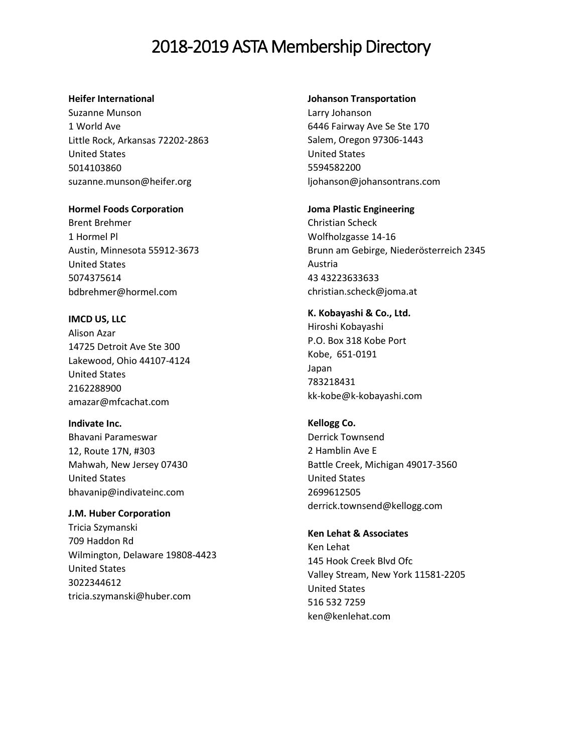# 2018-2019 ASTA Membership Directory

**Heifer International**
Suzanne Munson
1 World Ave
Little Rock, Arkansas 72202-2863
United States
5014103860
suzanne.munson@heifer.org

**Hormel Foods Corporation**
Brent Brehmer
1 Hormel Pl
Austin, Minnesota 55912-3673
United States
5074375614
bdbrehmer@hormel.com

**IMCD US, LLC**
Alison Azar
14725 Detroit Ave Ste 300
Lakewood, Ohio 44107-4124
United States
2162288900
amazar@mfcachat.com

**Indivate Inc.**
Bhavani Parameswar
12, Route 17N, #303
Mahwah, New Jersey 07430
United States
bhavanip@indivateinc.com

**J.M. Huber Corporation**
Tricia Szymanski
709 Haddon Rd
Wilmington, Delaware 19808-4423
United States
3022344612
tricia.szymanski@huber.com

**Johanson Transportation**
Larry Johanson
6446 Fairway Ave Se Ste 170
Salem, Oregon 97306-1443
United States
5594582200
ljohanson@johansontrans.com

**Joma Plastic Engineering**
Christian Scheck
Wolfholzgasse 14-16
Brunn am Gebirge, Niederösterreich 2345
Austria
43 43223633633
christian.scheck@joma.at

**K. Kobayashi & Co., Ltd.**
Hiroshi Kobayashi
P.O. Box 318 Kobe Port
Kobe, 651-0191
Japan
783218431
kk-kobe@k-kobayashi.com

**Kellogg Co.**
Derrick Townsend
2 Hamblin Ave E
Battle Creek, Michigan 49017-3560
United States
2699612505
derrick.townsend@kellogg.com

**Ken Lehat & Associates**
Ken Lehat
145 Hook Creek Blvd Ofc
Valley Stream, New York 11581-2205
United States
516 532 7259
ken@kenlehat.com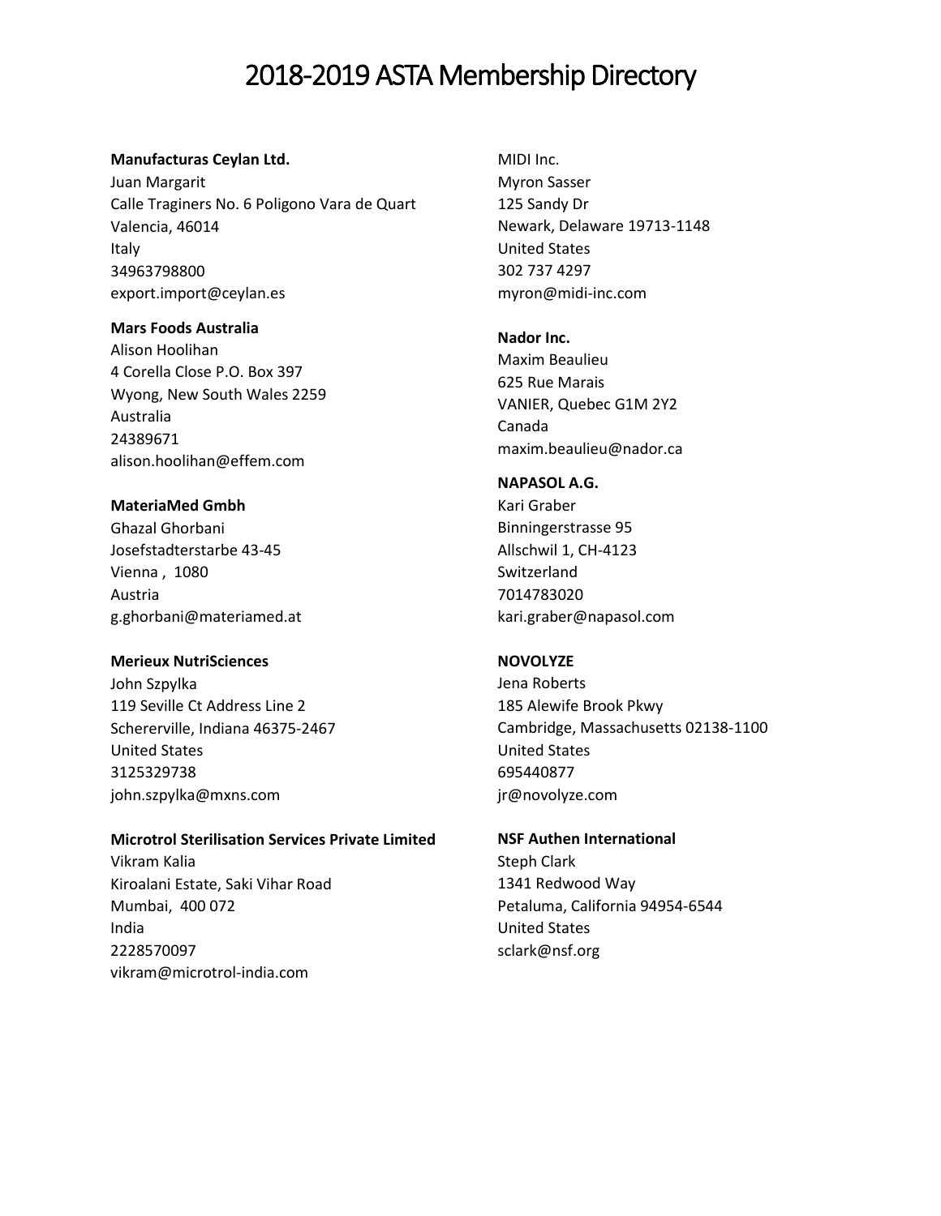# 2018-2019 ASTA Membership Directory

**Manufacturas Ceylan Ltd.**
Juan Margarit
Calle Traginers No. 6 Poligono Vara de Quart
Valencia, 46014
Italy
34963798800
export.import@ceylan.es

**Mars Foods Australia**
Alison Hoolihan
4 Corella Close P.O. Box 397
Wyong, New South Wales 2259
Australia
24389671
alison.hoolihan@effem.com

**MateriaMed Gmbh**
Ghazal Ghorbani
Josefstadterstarbe 43-45
Vienna , 1080
Austria
g.ghorbani@materiamed.at

**Merieux NutriSciences**
John Szpylka
119 Seville Ct Address Line 2
Schererville, Indiana 46375-2467
United States
3125329738
john.szpylka@mxns.com

**Microtrol Sterilisation Services Private Limited**
Vikram Kalia
Kiroalani Estate, Saki Vihar Road
Mumbai, 400 072
India
2228570097
vikram@microtrol-india.com

MIDI Inc.
Myron Sasser
125 Sandy Dr
Newark, Delaware 19713-1148
United States
302 737 4297
myron@midi-inc.com

**Nador Inc.**
Maxim Beaulieu
625 Rue Marais
VANIER, Quebec G1M 2Y2
Canada
maxim.beaulieu@nador.ca

**NAPASOL A.G.**
Kari Graber
Binningerstrasse 95
Allschwil 1, CH-4123
Switzerland
7014783020
kari.graber@napasol.com

**NOVOLYZE**
Jena Roberts
185 Alewife Brook Pkwy
Cambridge, Massachusetts 02138-1100
United States
695440877
jr@novolyze.com

**NSF Authen International**
Steph Clark
1341 Redwood Way
Petaluma, California 94954-6544
United States
sclark@nsf.org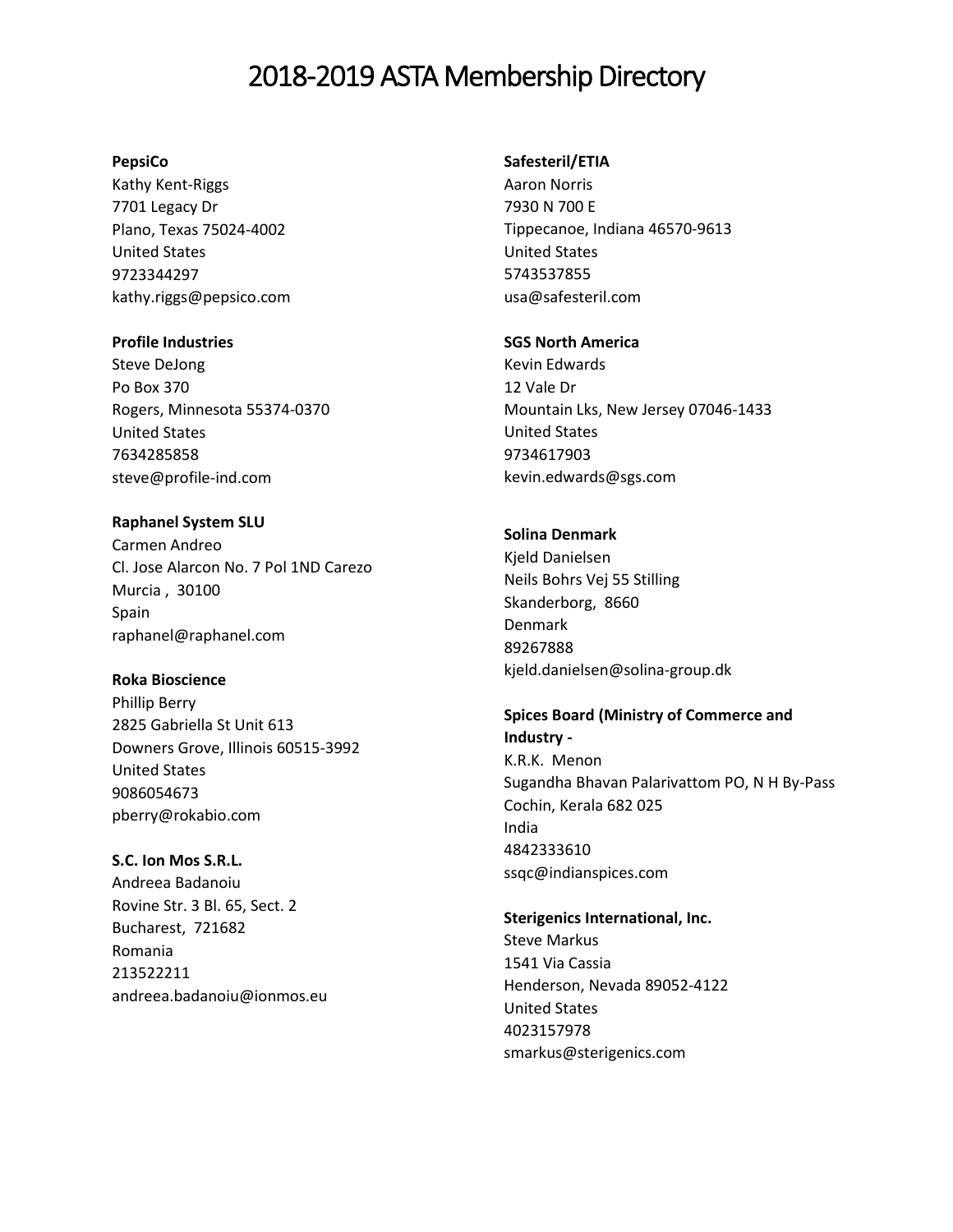# 2018-2019 ASTA Membership Directory

**PepsiCo**
Kathy Kent-Riggs
7701 Legacy Dr
Plano, Texas 75024-4002
United States
9723344297
kathy.riggs@pepsico.com

**Profile Industries**
Steve DeJong
Po Box 370
Rogers, Minnesota 55374-0370
United States
7634285858
steve@profile-ind.com

**Raphanel System SLU**
Carmen Andreo
Cl. Jose Alarcon No. 7 Pol 1ND Carezo
Murcia , 30100
Spain
raphanel@raphanel.com

**Roka Bioscience**
Phillip Berry
2825 Gabriella St Unit 613
Downers Grove, Illinois 60515-3992
United States
9086054673
pberry@rokabio.com

**S.C. Ion Mos S.R.L.**
Andreea Badanoiu
Rovine Str. 3 Bl. 65, Sect. 2
Bucharest, 721682
Romania
213522211
andreea.badanoiu@ionmos.eu

**Safesteril/ETIA**
Aaron Norris
7930 N 700 E
Tippecanoe, Indiana 46570-9613
United States
5743537855
usa@safesteril.com

**SGS North America**
Kevin Edwards
12 Vale Dr
Mountain Lks, New Jersey 07046-1433
United States
9734617903
kevin.edwards@sgs.com

**Solina Denmark**
Kjeld Danielsen
Neils Bohrs Vej 55 Stilling
Skanderborg, 8660
Denmark
89267888
kjeld.danielsen@solina-group.dk

**Spices Board (Ministry of Commerce and Industry -**
K.R.K. Menon
Sugandha Bhavan Palarivattom PO, N H By-Pass
Cochin, Kerala 682 025
India
4842333610
ssqc@indianspices.com

**Sterigenics International, Inc.**
Steve Markus
1541 Via Cassia
Henderson, Nevada 89052-4122
United States
4023157978
smarkus@sterigenics.com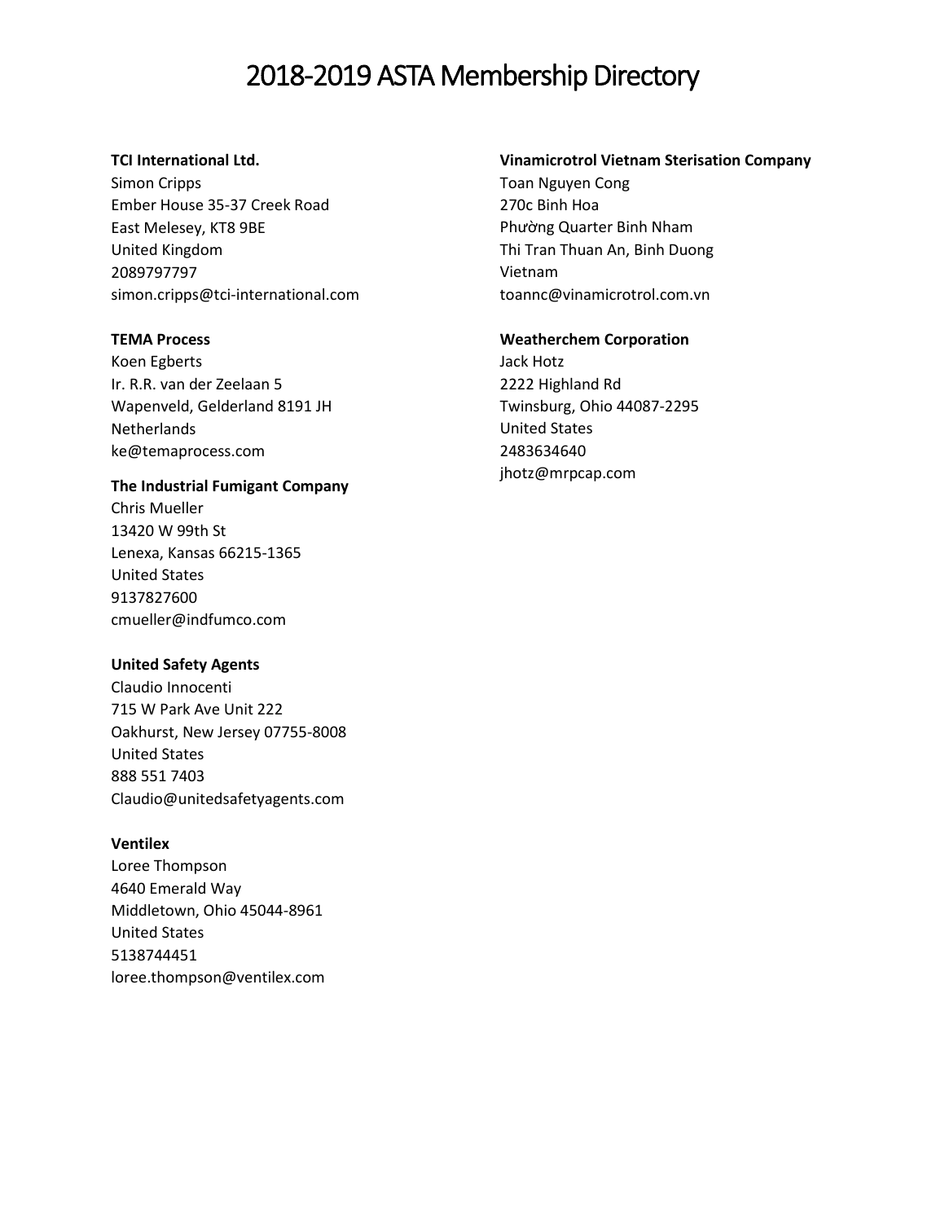# 2018-2019 ASTA Membership Directory

**TCI International Ltd.**
Simon Cripps
Ember House 35-37 Creek Road
East Melesey, KT8 9BE
United Kingdom
2089797797
simon.cripps@tci-international.com

**TEMA Process**
Koen Egberts
Ir. R.R. van der Zeelaan 5
Wapenveld, Gelderland 8191 JH
Netherlands
ke@temaprocess.com

**The Industrial Fumigant Company**
Chris Mueller
13420 W 99th St
Lenexa, Kansas 66215-1365
United States
9137827600
cmueller@indfumco.com

**United Safety Agents**
Claudio Innocenti
715 W Park Ave Unit 222
Oakhurst, New Jersey 07755-8008
United States
888 551 7403
Claudio@unitedsafetyagents.com

**Ventilex**
Loree Thompson
4640 Emerald Way
Middletown, Ohio 45044-8961
United States
5138744451
loree.thompson@ventilex.com

**Vinamicrotrol Vietnam Sterisation Company**
Toan Nguyen Cong
270c Binh Hoa
Phường Quarter Binh Nham
Thi Tran Thuan An, Binh Duong
Vietnam
toannc@vinamicrotrol.com.vn

**Weatherchem Corporation**
Jack Hotz
2222 Highland Rd
Twinsburg, Ohio 44087-2295
United States
2483634640
jhotz@mrpcap.com